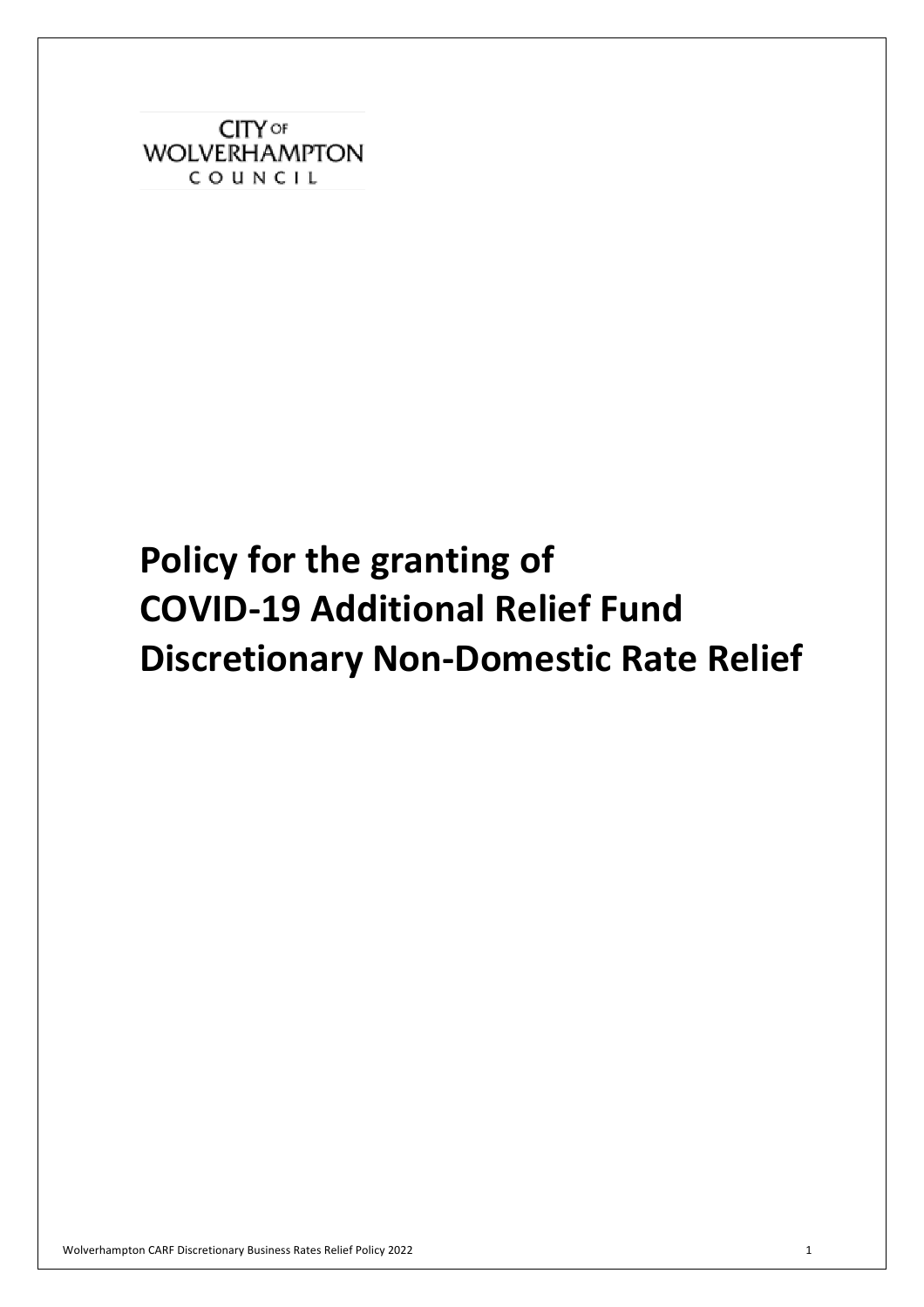CITY OF
WOLVERHAMPTON
COUNCIL

# Policy for the granting of COVID-19 Additional Relief Fund Discretionary Non-Domestic Rate Relief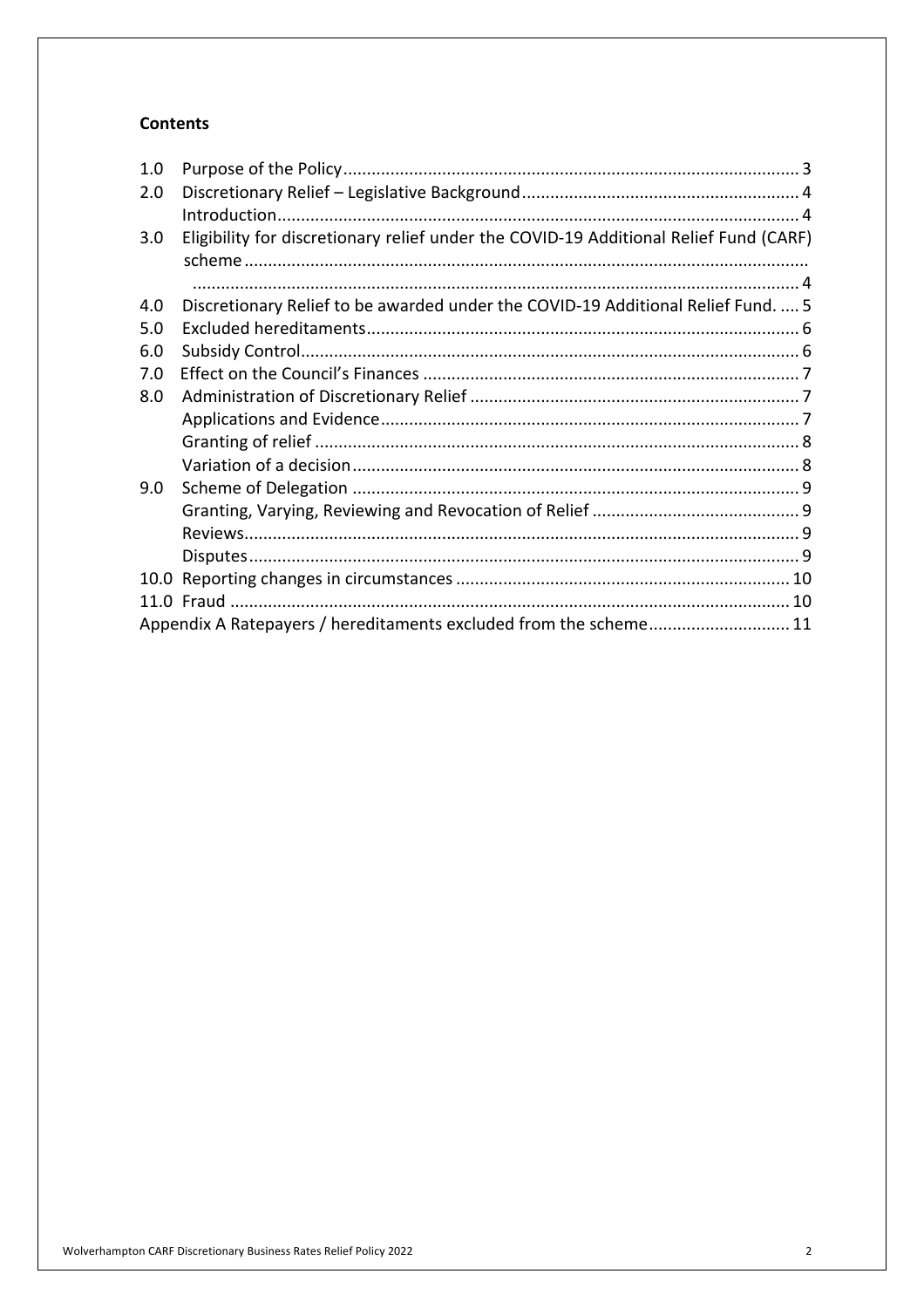## Contents

1.0 Purpose of the Policy ... 3

2.0 Discretionary Relief – Legislative Background ... 4

Introduction ... 4

3.0 Eligibility for discretionary relief under the COVID-19 Additional Relief Fund (CARF) scheme ... 4

4.0 Discretionary Relief to be awarded under the COVID-19 Additional Relief Fund. ... 5

5.0 Excluded hereditaments ... 6

6.0 Subsidy Control ... 6

7.0 Effect on the Council's Finances ... 7

8.0 Administration of Discretionary Relief ... 7

Applications and Evidence ... 7

Granting of relief ... 8

Variation of a decision ... 8

9.0 Scheme of Delegation ... 9

Granting, Varying, Reviewing and Revocation of Relief ... 9

Reviews ... 9

Disputes ... 9

10.0 Reporting changes in circumstances ... 10

11.0 Fraud ... 10

Appendix A Ratepayers / hereditaments excluded from the scheme ... 11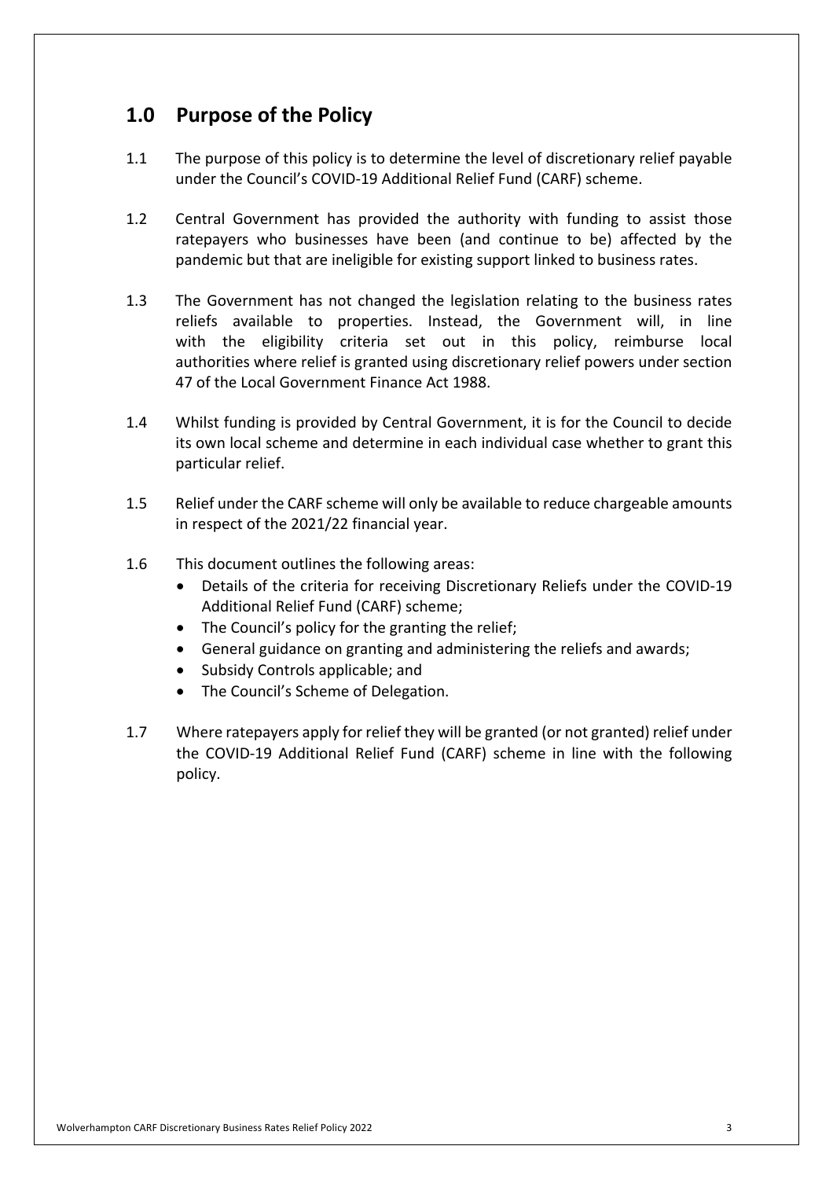## 1.0 Purpose of the Policy

1.1 The purpose of this policy is to determine the level of discretionary relief payable under the Council's COVID-19 Additional Relief Fund (CARF) scheme.

1.2 Central Government has provided the authority with funding to assist those ratepayers who businesses have been (and continue to be) affected by the pandemic but that are ineligible for existing support linked to business rates.

1.3 The Government has not changed the legislation relating to the business rates reliefs available to properties. Instead, the Government will, in line with the eligibility criteria set out in this policy, reimburse local authorities where relief is granted using discretionary relief powers under section 47 of the Local Government Finance Act 1988.

1.4 Whilst funding is provided by Central Government, it is for the Council to decide its own local scheme and determine in each individual case whether to grant this particular relief.

1.5 Relief under the CARF scheme will only be available to reduce chargeable amounts in respect of the 2021/22 financial year.

1.6 This document outlines the following areas:

- Details of the criteria for receiving Discretionary Reliefs under the COVID-19 Additional Relief Fund (CARF) scheme;
- The Council's policy for the granting the relief;
- General guidance on granting and administering the reliefs and awards;
- Subsidy Controls applicable; and
- The Council's Scheme of Delegation.

1.7 Where ratepayers apply for relief they will be granted (or not granted) relief under the COVID-19 Additional Relief Fund (CARF) scheme in line with the following policy.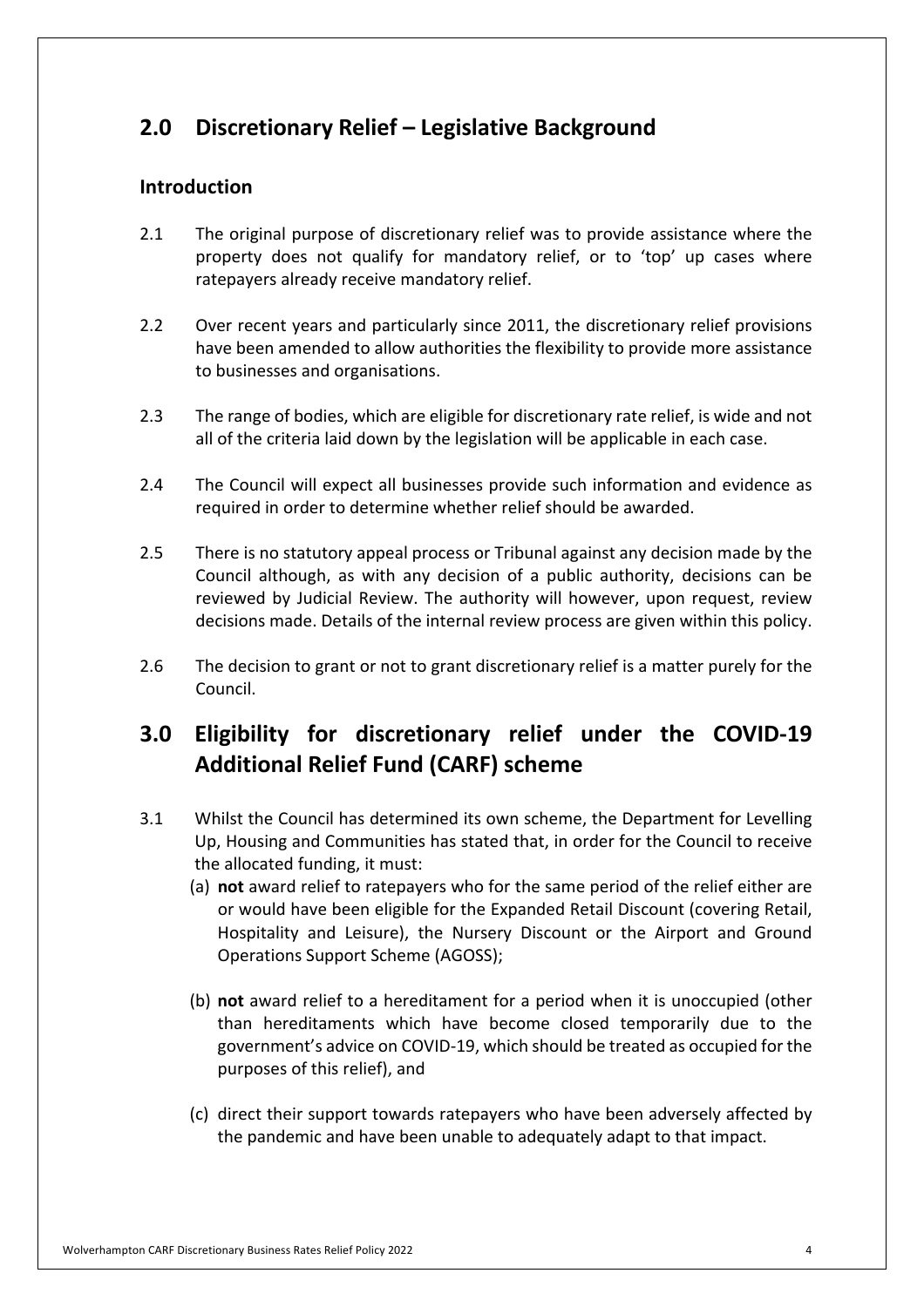## 2.0 Discretionary Relief – Legislative Background

### Introduction

2.1 The original purpose of discretionary relief was to provide assistance where the property does not qualify for mandatory relief, or to 'top' up cases where ratepayers already receive mandatory relief.

2.2 Over recent years and particularly since 2011, the discretionary relief provisions have been amended to allow authorities the flexibility to provide more assistance to businesses and organisations.

2.3 The range of bodies, which are eligible for discretionary rate relief, is wide and not all of the criteria laid down by the legislation will be applicable in each case.

2.4 The Council will expect all businesses provide such information and evidence as required in order to determine whether relief should be awarded.

2.5 There is no statutory appeal process or Tribunal against any decision made by the Council although, as with any decision of a public authority, decisions can be reviewed by Judicial Review. The authority will however, upon request, review decisions made. Details of the internal review process are given within this policy.

2.6 The decision to grant or not to grant discretionary relief is a matter purely for the Council.

## 3.0 Eligibility for discretionary relief under the COVID-19 Additional Relief Fund (CARF) scheme

3.1 Whilst the Council has determined its own scheme, the Department for Levelling Up, Housing and Communities has stated that, in order for the Council to receive the allocated funding, it must:

(a) **not** award relief to ratepayers who for the same period of the relief either are or would have been eligible for the Expanded Retail Discount (covering Retail, Hospitality and Leisure), the Nursery Discount or the Airport and Ground Operations Support Scheme (AGOSS);

(b) **not** award relief to a hereditament for a period when it is unoccupied (other than hereditaments which have become closed temporarily due to the government's advice on COVID-19, which should be treated as occupied for the purposes of this relief), and

(c) direct their support towards ratepayers who have been adversely affected by the pandemic and have been unable to adequately adapt to that impact.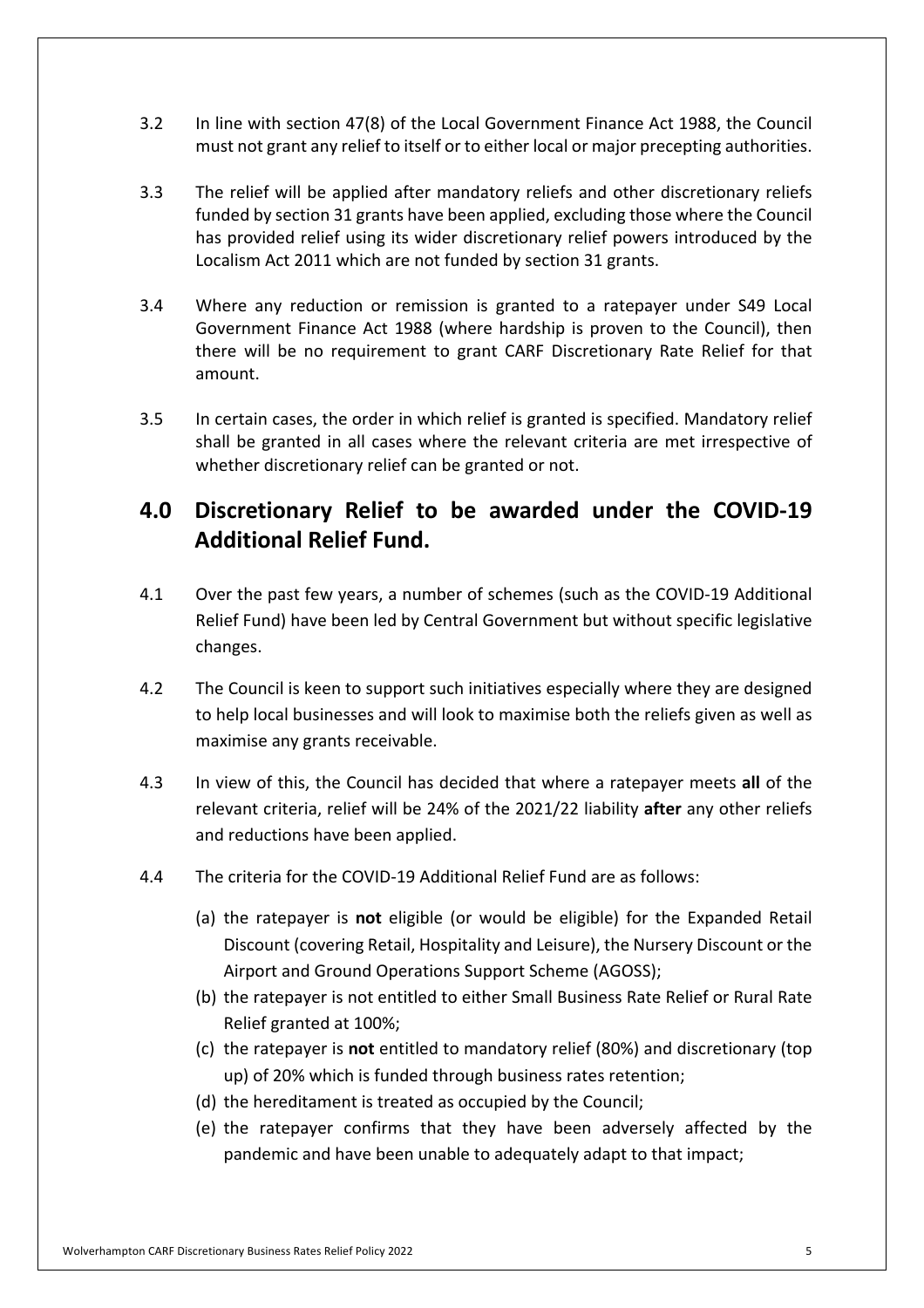3.2 In line with section 47(8) of the Local Government Finance Act 1988, the Council must not grant any relief to itself or to either local or major precepting authorities.

3.3 The relief will be applied after mandatory reliefs and other discretionary reliefs funded by section 31 grants have been applied, excluding those where the Council has provided relief using its wider discretionary relief powers introduced by the Localism Act 2011 which are not funded by section 31 grants.

3.4 Where any reduction or remission is granted to a ratepayer under S49 Local Government Finance Act 1988 (where hardship is proven to the Council), then there will be no requirement to grant CARF Discretionary Rate Relief for that amount.

3.5 In certain cases, the order in which relief is granted is specified. Mandatory relief shall be granted in all cases where the relevant criteria are met irrespective of whether discretionary relief can be granted or not.

## 4.0 Discretionary Relief to be awarded under the COVID-19 Additional Relief Fund.

4.1 Over the past few years, a number of schemes (such as the COVID-19 Additional Relief Fund) have been led by Central Government but without specific legislative changes.

4.2 The Council is keen to support such initiatives especially where they are designed to help local businesses and will look to maximise both the reliefs given as well as maximise any grants receivable.

4.3 In view of this, the Council has decided that where a ratepayer meets **all** of the relevant criteria, relief will be 24% of the 2021/22 liability **after** any other reliefs and reductions have been applied.

4.4 The criteria for the COVID-19 Additional Relief Fund are as follows:

(a) the ratepayer is **not** eligible (or would be eligible) for the Expanded Retail Discount (covering Retail, Hospitality and Leisure), the Nursery Discount or the Airport and Ground Operations Support Scheme (AGOSS);

(b) the ratepayer is not entitled to either Small Business Rate Relief or Rural Rate Relief granted at 100%;

(c) the ratepayer is **not** entitled to mandatory relief (80%) and discretionary (top up) of 20% which is funded through business rates retention;

(d) the hereditament is treated as occupied by the Council;

(e) the ratepayer confirms that they have been adversely affected by the pandemic and have been unable to adequately adapt to that impact;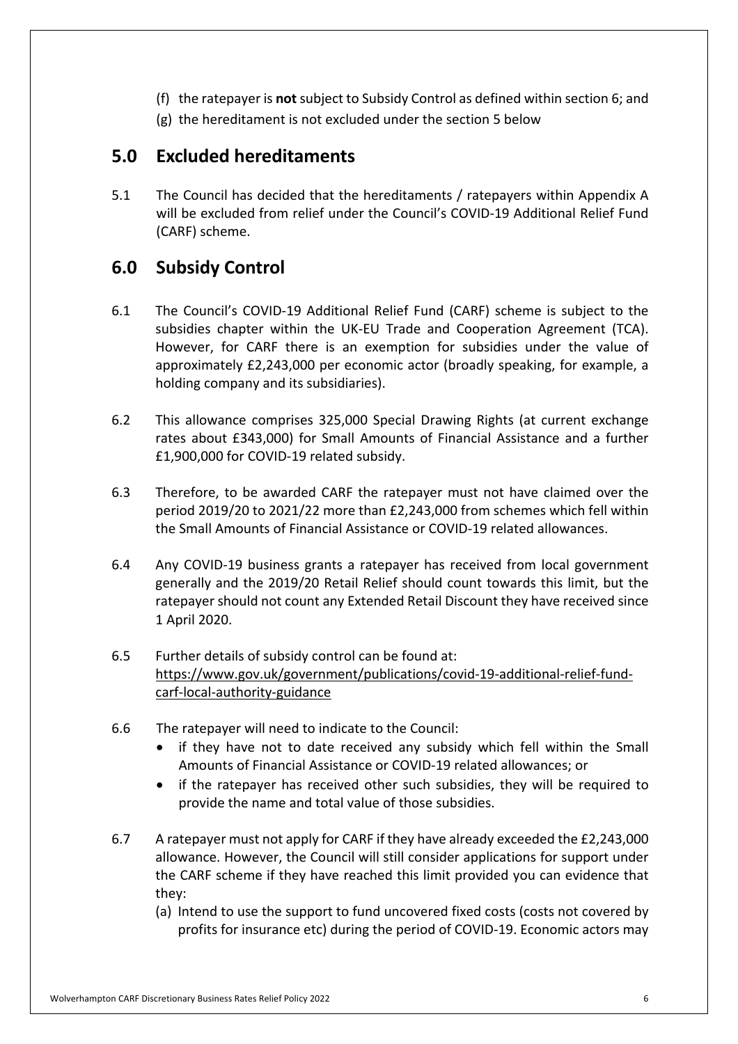(f) the ratepayer is **not** subject to Subsidy Control as defined within section 6; and

(g) the hereditament is not excluded under the section 5 below

## 5.0 Excluded hereditaments

5.1 The Council has decided that the hereditaments / ratepayers within Appendix A will be excluded from relief under the Council's COVID-19 Additional Relief Fund (CARF) scheme.

## 6.0 Subsidy Control

6.1 The Council's COVID-19 Additional Relief Fund (CARF) scheme is subject to the subsidies chapter within the UK-EU Trade and Cooperation Agreement (TCA). However, for CARF there is an exemption for subsidies under the value of approximately £2,243,000 per economic actor (broadly speaking, for example, a holding company and its subsidiaries).

6.2 This allowance comprises 325,000 Special Drawing Rights (at current exchange rates about £343,000) for Small Amounts of Financial Assistance and a further £1,900,000 for COVID-19 related subsidy.

6.3 Therefore, to be awarded CARF the ratepayer must not have claimed over the period 2019/20 to 2021/22 more than £2,243,000 from schemes which fell within the Small Amounts of Financial Assistance or COVID-19 related allowances.

6.4 Any COVID-19 business grants a ratepayer has received from local government generally and the 2019/20 Retail Relief should count towards this limit, but the ratepayer should not count any Extended Retail Discount they have received since 1 April 2020.

6.5 Further details of subsidy control can be found at: https://www.gov.uk/government/publications/covid-19-additional-relief-fund-carf-local-authority-guidance

6.6 The ratepayer will need to indicate to the Council:

- if they have not to date received any subsidy which fell within the Small Amounts of Financial Assistance or COVID-19 related allowances; or
- if the ratepayer has received other such subsidies, they will be required to provide the name and total value of those subsidies.

6.7 A ratepayer must not apply for CARF if they have already exceeded the £2,243,000 allowance. However, the Council will still consider applications for support under the CARF scheme if they have reached this limit provided you can evidence that they:

(a) Intend to use the support to fund uncovered fixed costs (costs not covered by profits for insurance etc) during the period of COVID-19. Economic actors may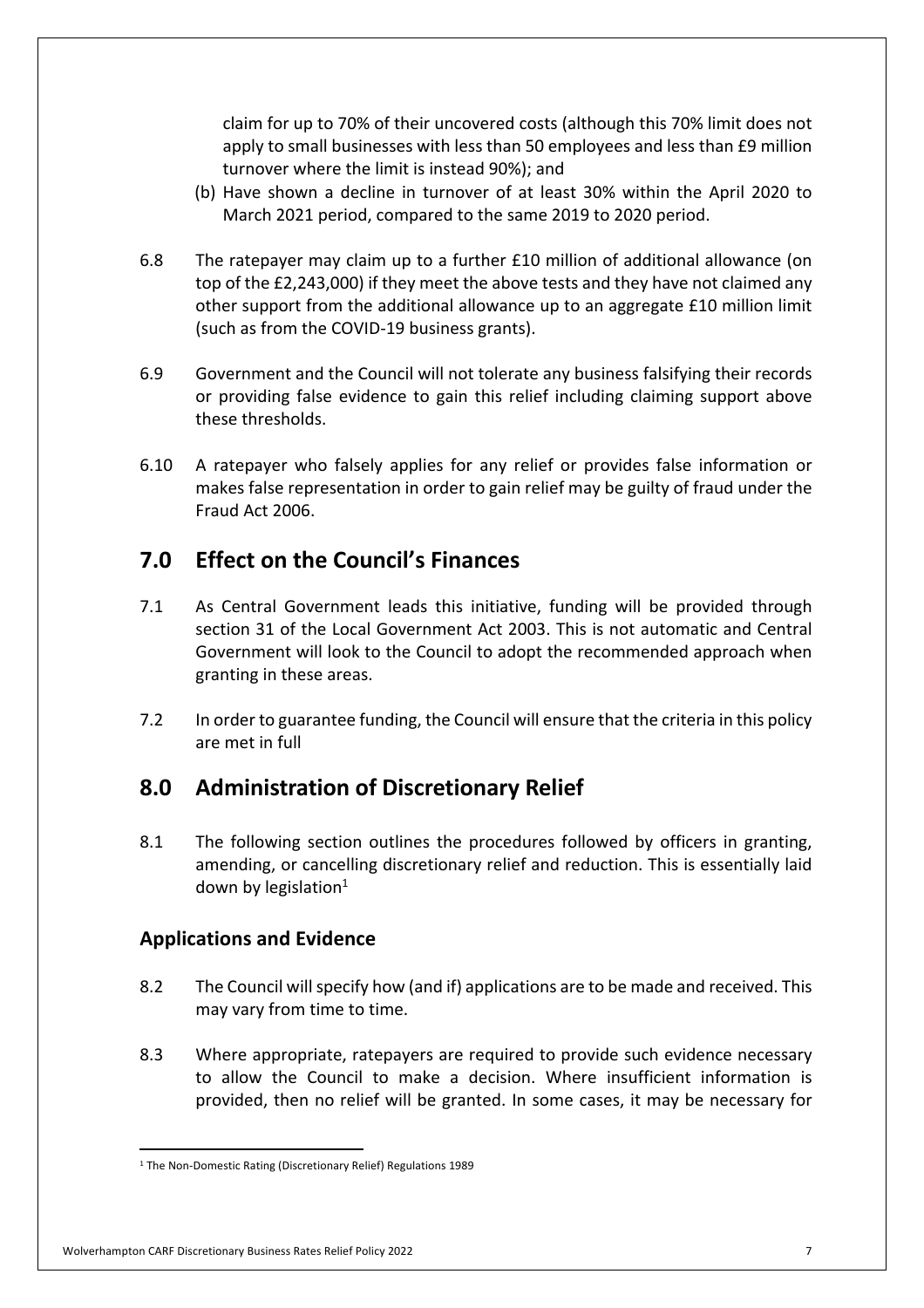claim for up to 70% of their uncovered costs (although this 70% limit does not apply to small businesses with less than 50 employees and less than £9 million turnover where the limit is instead 90%); and

(b) Have shown a decline in turnover of at least 30% within the April 2020 to March 2021 period, compared to the same 2019 to 2020 period.

6.8 The ratepayer may claim up to a further £10 million of additional allowance (on top of the £2,243,000) if they meet the above tests and they have not claimed any other support from the additional allowance up to an aggregate £10 million limit (such as from the COVID-19 business grants).

6.9 Government and the Council will not tolerate any business falsifying their records or providing false evidence to gain this relief including claiming support above these thresholds.

6.10 A ratepayer who falsely applies for any relief or provides false information or makes false representation in order to gain relief may be guilty of fraud under the Fraud Act 2006.

## 7.0 Effect on the Council's Finances

7.1 As Central Government leads this initiative, funding will be provided through section 31 of the Local Government Act 2003. This is not automatic and Central Government will look to the Council to adopt the recommended approach when granting in these areas.

7.2 In order to guarantee funding, the Council will ensure that the criteria in this policy are met in full

## 8.0 Administration of Discretionary Relief

8.1 The following section outlines the procedures followed by officers in granting, amending, or cancelling discretionary relief and reduction. This is essentially laid down by legislation[1]

### Applications and Evidence

8.2 The Council will specify how (and if) applications are to be made and received. This may vary from time to time.

8.3 Where appropriate, ratepayers are required to provide such evidence necessary to allow the Council to make a decision. Where insufficient information is provided, then no relief will be granted. In some cases, it may be necessary for

[1] The Non-Domestic Rating (Discretionary Relief) Regulations 1989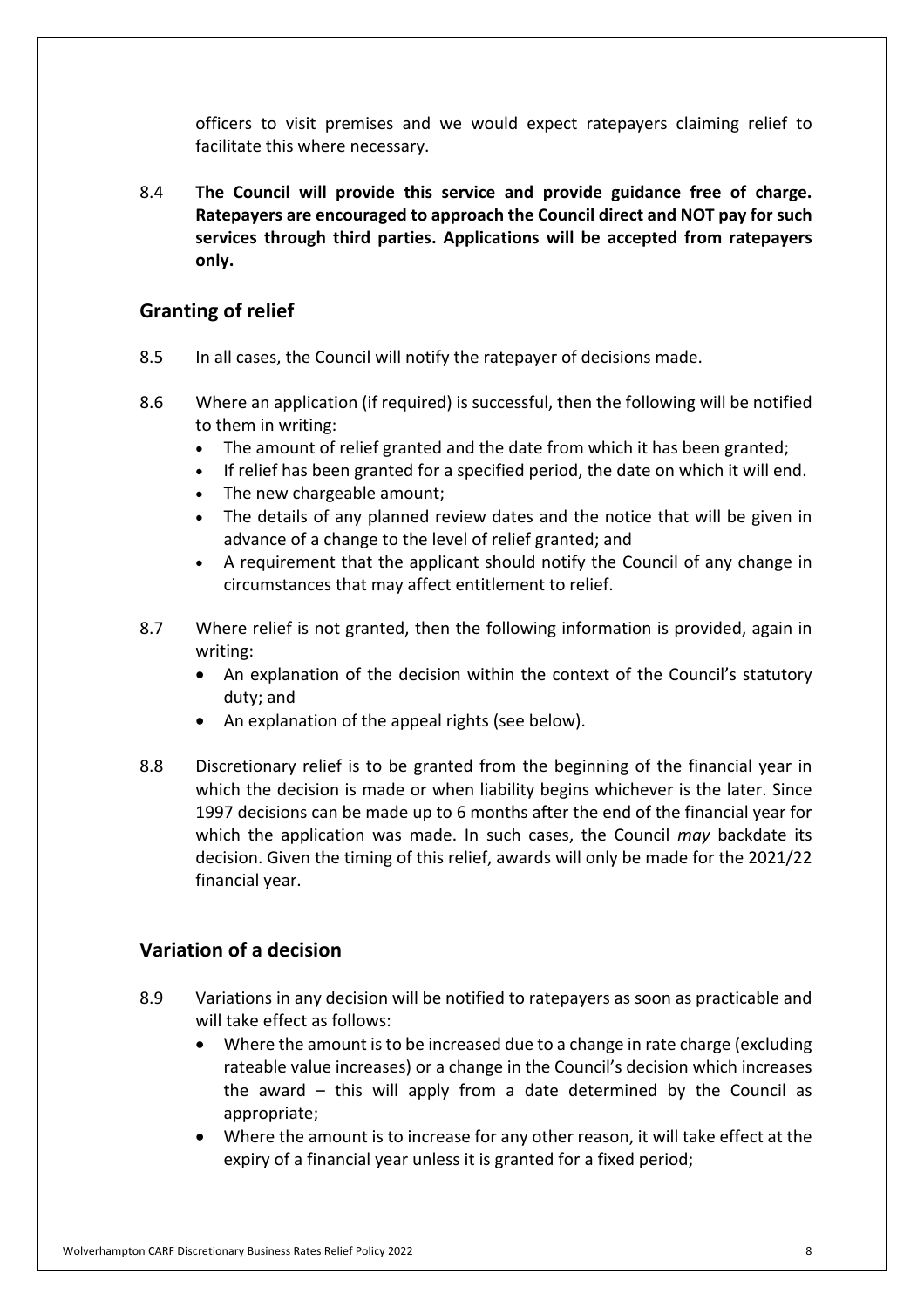officers to visit premises and we would expect ratepayers claiming relief to facilitate this where necessary.

8.4 **The Council will provide this service and provide guidance free of charge. Ratepayers are encouraged to approach the Council direct and NOT pay for such services through third parties. Applications will be accepted from ratepayers only.**

## Granting of relief

8.5 In all cases, the Council will notify the ratepayer of decisions made.

8.6 Where an application (if required) is successful, then the following will be notified to them in writing:

- The amount of relief granted and the date from which it has been granted;
- If relief has been granted for a specified period, the date on which it will end.
- The new chargeable amount;
- The details of any planned review dates and the notice that will be given in advance of a change to the level of relief granted; and
- A requirement that the applicant should notify the Council of any change in circumstances that may affect entitlement to relief.

8.7 Where relief is not granted, then the following information is provided, again in writing:

- An explanation of the decision within the context of the Council's statutory duty; and
- An explanation of the appeal rights (see below).

8.8 Discretionary relief is to be granted from the beginning of the financial year in which the decision is made or when liability begins whichever is the later. Since 1997 decisions can be made up to 6 months after the end of the financial year for which the application was made. In such cases, the Council *may* backdate its decision. Given the timing of this relief, awards will only be made for the 2021/22 financial year.

## Variation of a decision

8.9 Variations in any decision will be notified to ratepayers as soon as practicable and will take effect as follows:

- Where the amount is to be increased due to a change in rate charge (excluding rateable value increases) or a change in the Council's decision which increases the award – this will apply from a date determined by the Council as appropriate;
- Where the amount is to increase for any other reason, it will take effect at the expiry of a financial year unless it is granted for a fixed period;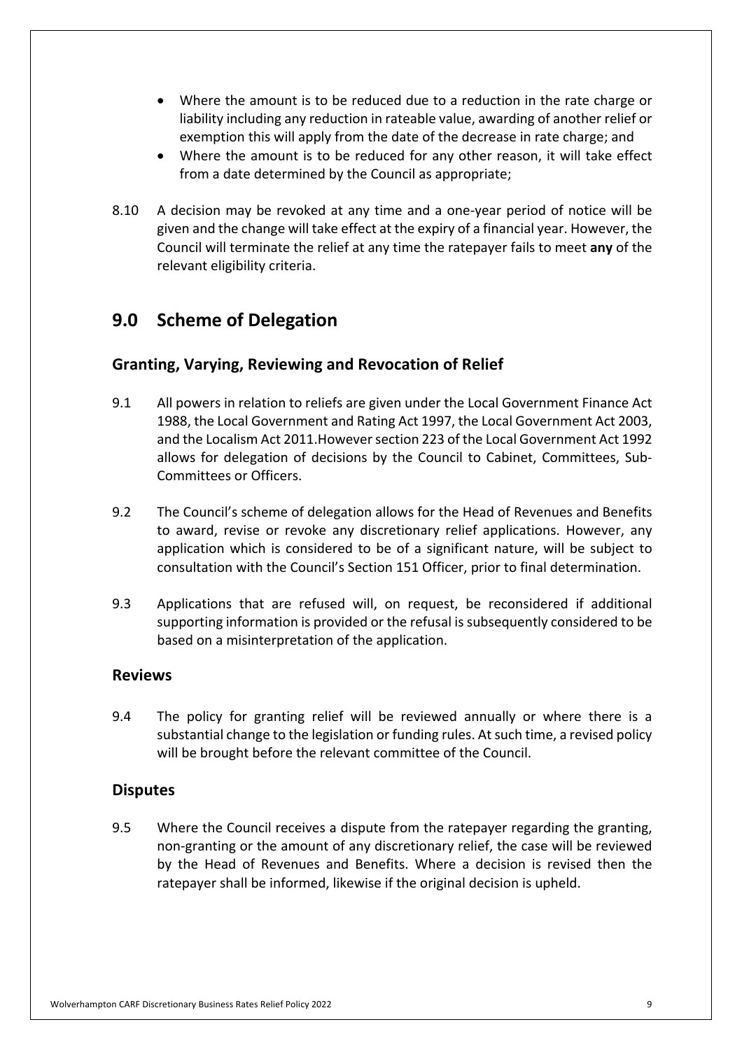- Where the amount is to be reduced due to a reduction in the rate charge or liability including any reduction in rateable value, awarding of another relief or exemption this will apply from the date of the decrease in rate charge; and
- Where the amount is to be reduced for any other reason, it will take effect from a date determined by the Council as appropriate;

8.10 A decision may be revoked at any time and a one-year period of notice will be given and the change will take effect at the expiry of a financial year. However, the Council will terminate the relief at any time the ratepayer fails to meet **any** of the relevant eligibility criteria.

# 9.0 Scheme of Delegation

## Granting, Varying, Reviewing and Revocation of Relief

9.1 All powers in relation to reliefs are given under the Local Government Finance Act 1988, the Local Government and Rating Act 1997, the Local Government Act 2003, and the Localism Act 2011.However section 223 of the Local Government Act 1992 allows for delegation of decisions by the Council to Cabinet, Committees, Sub-Committees or Officers.

9.2 The Council's scheme of delegation allows for the Head of Revenues and Benefits to award, revise or revoke any discretionary relief applications. However, any application which is considered to be of a significant nature, will be subject to consultation with the Council's Section 151 Officer, prior to final determination.

9.3 Applications that are refused will, on request, be reconsidered if additional supporting information is provided or the refusal is subsequently considered to be based on a misinterpretation of the application.

## Reviews

9.4 The policy for granting relief will be reviewed annually or where there is a substantial change to the legislation or funding rules. At such time, a revised policy will be brought before the relevant committee of the Council.

## Disputes

9.5 Where the Council receives a dispute from the ratepayer regarding the granting, non-granting or the amount of any discretionary relief, the case will be reviewed by the Head of Revenues and Benefits. Where a decision is revised then the ratepayer shall be informed, likewise if the original decision is upheld.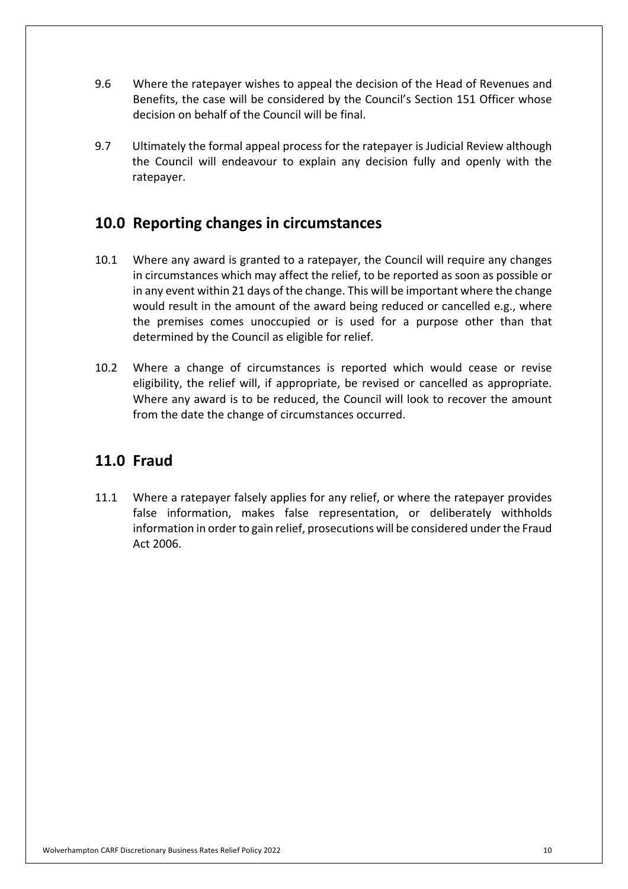9.6 Where the ratepayer wishes to appeal the decision of the Head of Revenues and Benefits, the case will be considered by the Council's Section 151 Officer whose decision on behalf of the Council will be final.

9.7 Ultimately the formal appeal process for the ratepayer is Judicial Review although the Council will endeavour to explain any decision fully and openly with the ratepayer.

## 10.0 Reporting changes in circumstances

10.1 Where any award is granted to a ratepayer, the Council will require any changes in circumstances which may affect the relief, to be reported as soon as possible or in any event within 21 days of the change. This will be important where the change would result in the amount of the award being reduced or cancelled e.g., where the premises comes unoccupied or is used for a purpose other than that determined by the Council as eligible for relief.

10.2 Where a change of circumstances is reported which would cease or revise eligibility, the relief will, if appropriate, be revised or cancelled as appropriate. Where any award is to be reduced, the Council will look to recover the amount from the date the change of circumstances occurred.

## 11.0 Fraud

11.1 Where a ratepayer falsely applies for any relief, or where the ratepayer provides false information, makes false representation, or deliberately withholds information in order to gain relief, prosecutions will be considered under the Fraud Act 2006.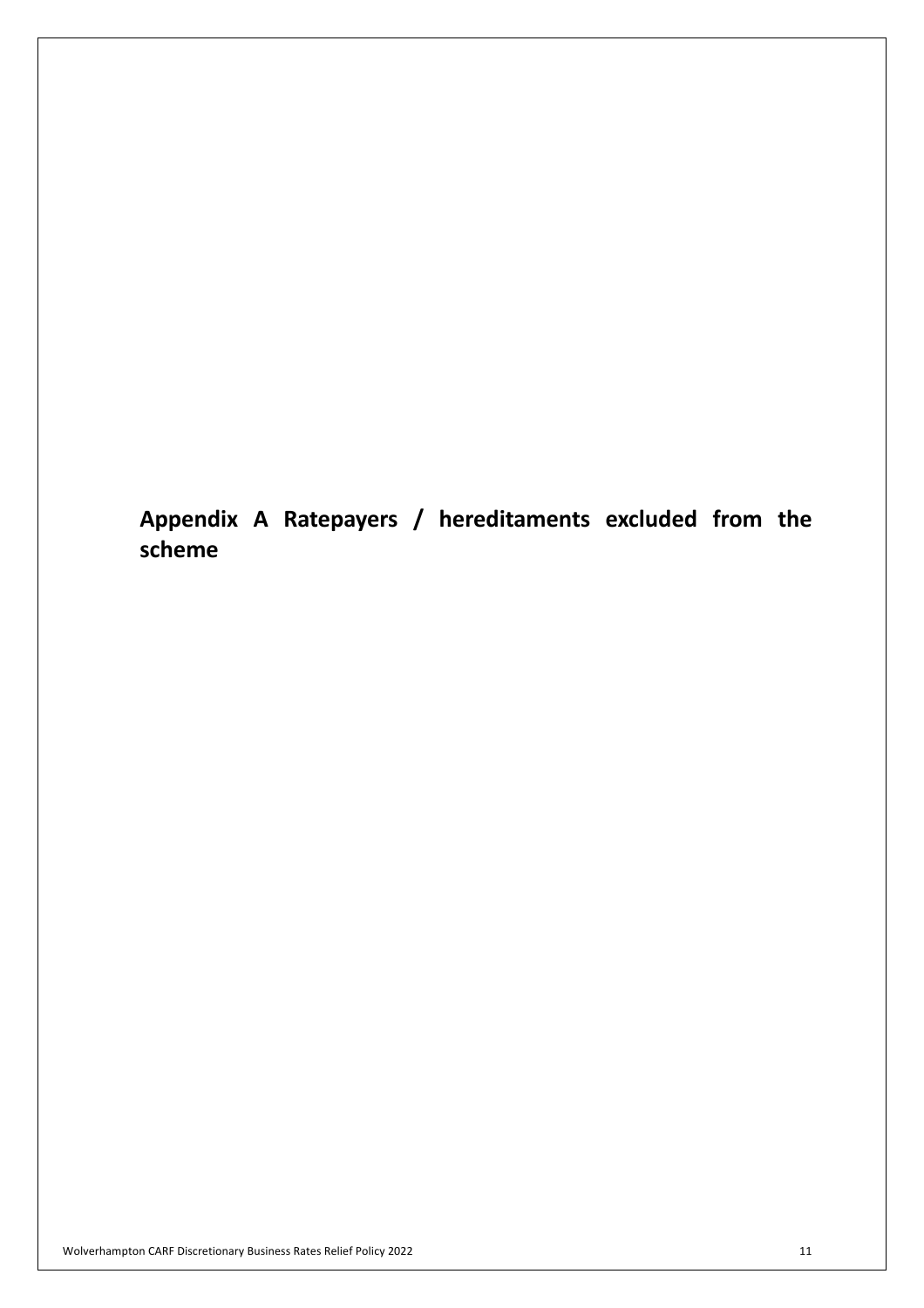# Appendix A Ratepayers / hereditaments excluded from the scheme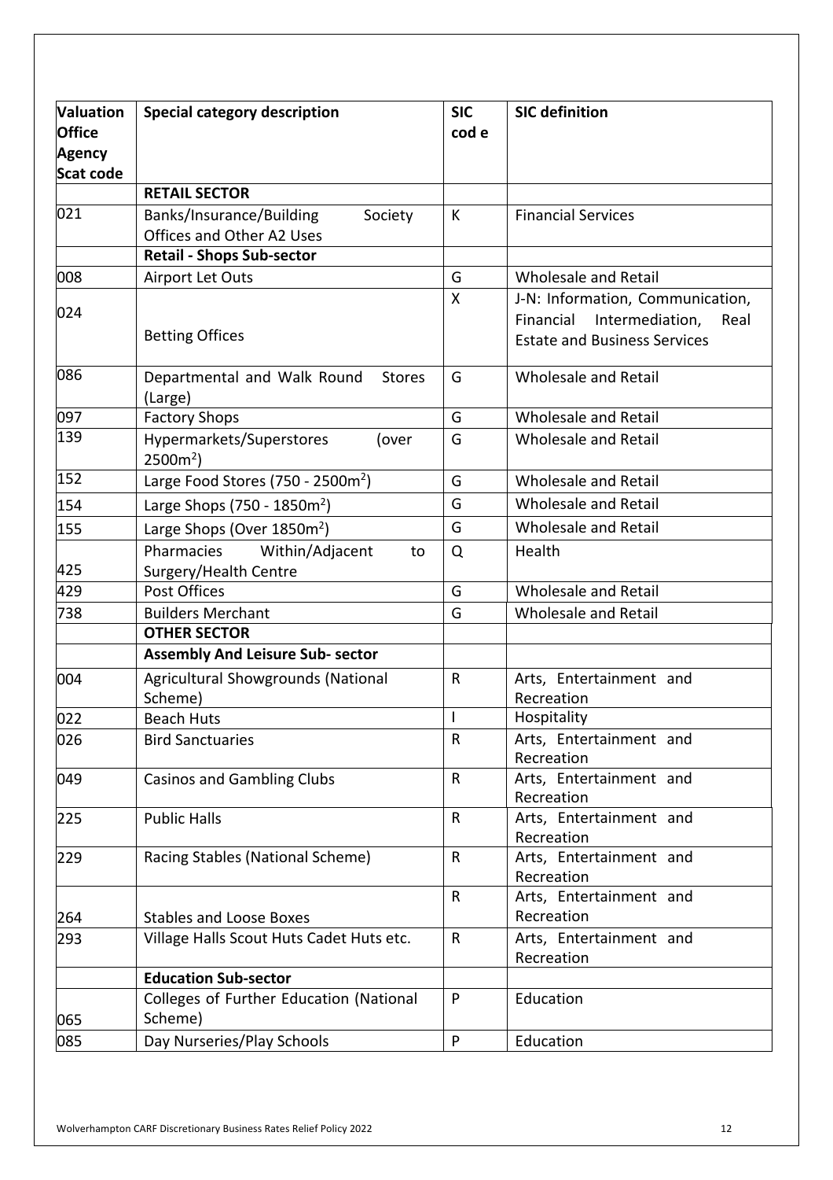| Valuation Office Agency Scat code | Special category description | SIC cod e | SIC definition |
|---|---|---|---|
| | **RETAIL SECTOR** | | |
| 021 | Banks/Insurance/Building Society Offices and Other A2 Uses | K | Financial Services |
| | **Retail - Shops Sub-sector** | | |
| 008 | Airport Let Outs | G | Wholesale and Retail |
| 024 | Betting Offices | X | J-N: Information, Communication, Financial Intermediation, Real Estate and Business Services |
| 086 | Departmental and Walk Round Stores (Large) | G | Wholesale and Retail |
| 097 | Factory Shops | G | Wholesale and Retail |
| 139 | Hypermarkets/Superstores (over $2500m^2$) | G | Wholesale and Retail |
| 152 | Large Food Stores (750 - $2500m^2$) | G | Wholesale and Retail |
| 154 | Large Shops (750 - $1850m^2$) | G | Wholesale and Retail |
| 155 | Large Shops (Over $1850m^2$) | G | Wholesale and Retail |
| 425 | Pharmacies Within/Adjacent to Surgery/Health Centre | Q | Health |
| 429 | Post Offices | G | Wholesale and Retail |
| 738 | Builders Merchant | G | Wholesale and Retail |
| | **OTHER SECTOR** | | |
| | **Assembly And Leisure Sub- sector** | | |
| 004 | Agricultural Showgrounds (National Scheme) | R | Arts, Entertainment and Recreation |
| 022 | Beach Huts | I | Hospitality |
| 026 | Bird Sanctuaries | R | Arts, Entertainment and Recreation |
| 049 | Casinos and Gambling Clubs | R | Arts, Entertainment and Recreation |
| 225 | Public Halls | R | Arts, Entertainment and Recreation |
| 229 | Racing Stables (National Scheme) | R | Arts, Entertainment and Recreation |
| 264 | Stables and Loose Boxes | R | Arts, Entertainment and Recreation |
| 293 | Village Halls Scout Huts Cadet Huts etc. | R | Arts, Entertainment and Recreation |
| | **Education Sub-sector** | | |
| 065 | Colleges of Further Education (National Scheme) | P | Education |
| 085 | Day Nurseries/Play Schools | P | Education |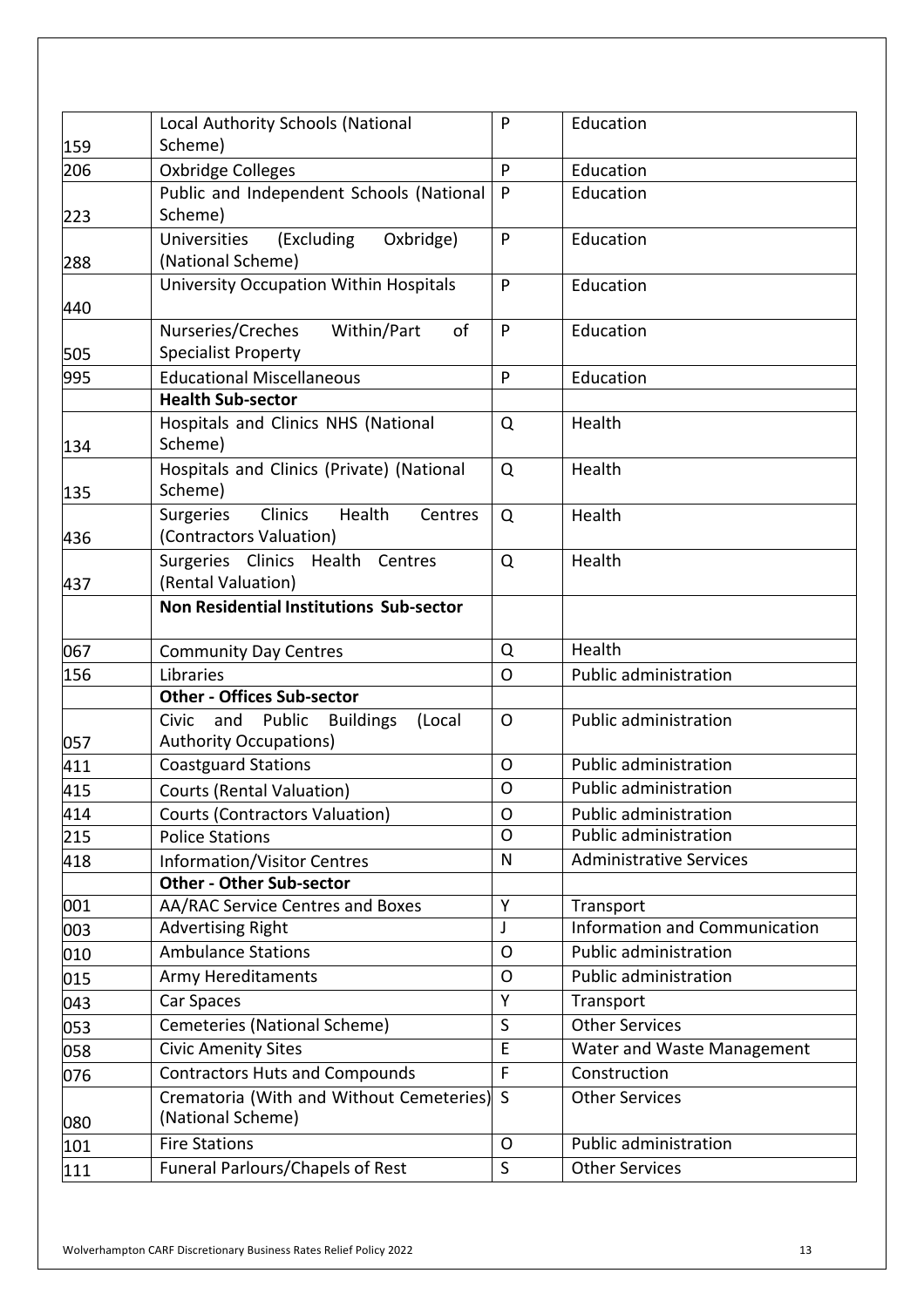| | | | |
|---|---|---|---|
| 159 | Local Authority Schools (National Scheme) | P | Education |
| 206 | Oxbridge Colleges | P | Education |
| 223 | Public and Independent Schools (National Scheme) | P | Education |
| 288 | Universities (Excluding Oxbridge) (National Scheme) | P | Education |
| 440 | University Occupation Within Hospitals | P | Education |
| 505 | Nurseries/Creches Within/Part of Specialist Property | P | Education |
| 995 | Educational Miscellaneous | P | Education |
| | **Health Sub-sector** | | |
| 134 | Hospitals and Clinics NHS (National Scheme) | Q | Health |
| 135 | Hospitals and Clinics (Private) (National Scheme) | Q | Health |
| 436 | Surgeries Clinics Health Centres (Contractors Valuation) | Q | Health |
| 437 | Surgeries Clinics Health Centres (Rental Valuation) | Q | Health |
| | **Non Residential Institutions Sub-sector** | | |
| 067 | Community Day Centres | Q | Health |
| 156 | Libraries | O | Public administration |
| | **Other - Offices Sub-sector** | | |
| 057 | Civic and Public Buildings (Local Authority Occupations) | O | Public administration |
| 411 | Coastguard Stations | O | Public administration |
| 415 | Courts (Rental Valuation) | O | Public administration |
| 414 | Courts (Contractors Valuation) | O | Public administration |
| 215 | Police Stations | O | Public administration |
| 418 | Information/Visitor Centres | N | Administrative Services |
| | **Other - Other Sub-sector** | | |
| 001 | AA/RAC Service Centres and Boxes | Y | Transport |
| 003 | Advertising Right | J | Information and Communication |
| 010 | Ambulance Stations | O | Public administration |
| 015 | Army Hereditaments | O | Public administration |
| 043 | Car Spaces | Y | Transport |
| 053 | Cemeteries (National Scheme) | S | Other Services |
| 058 | Civic Amenity Sites | E | Water and Waste Management |
| 076 | Contractors Huts and Compounds | F | Construction |
| 080 | Crematoria (With and Without Cemeteries) (National Scheme) | S | Other Services |
| 101 | Fire Stations | O | Public administration |
| 111 | Funeral Parlours/Chapels of Rest | S | Other Services |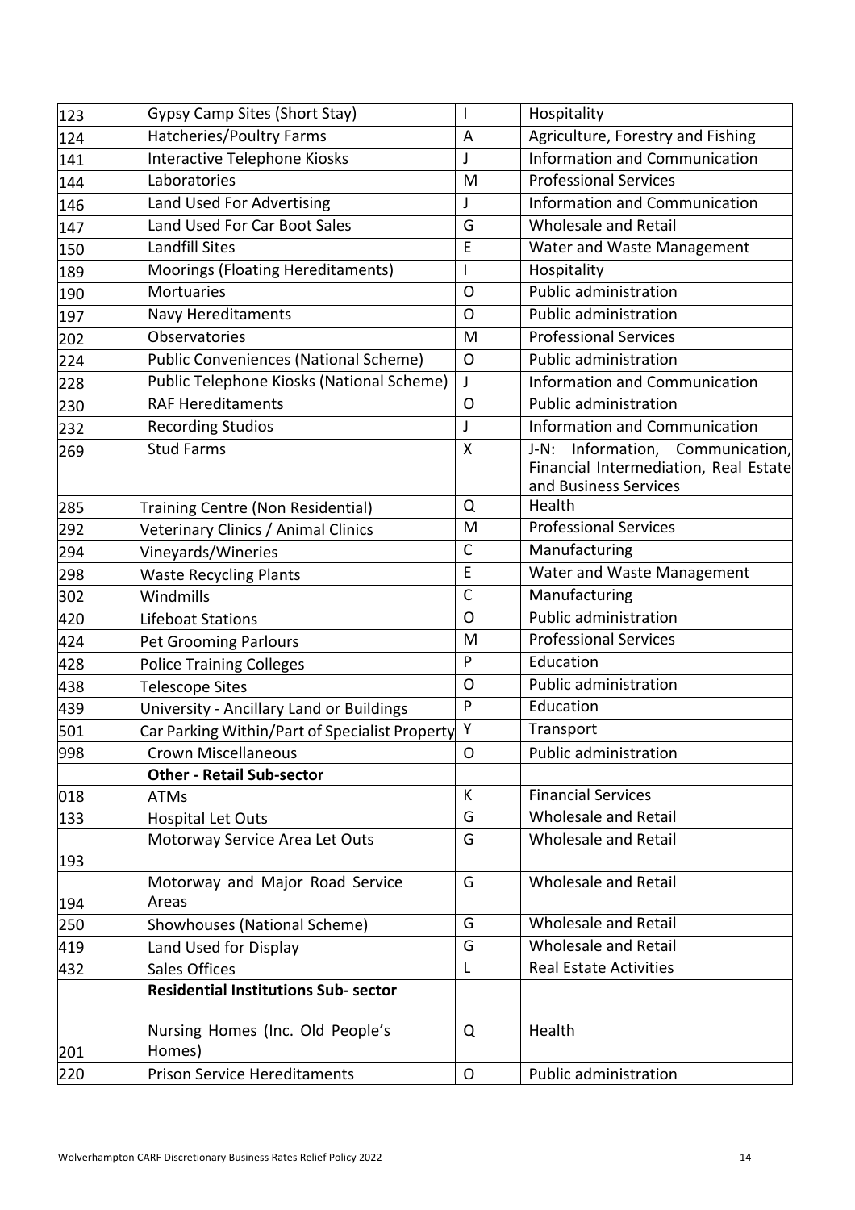| | | | |
|---|---|---|---|
| 123 | Gypsy Camp Sites (Short Stay) | I | Hospitality |
| 124 | Hatcheries/Poultry Farms | A | Agriculture, Forestry and Fishing |
| 141 | Interactive Telephone Kiosks | J | Information and Communication |
| 144 | Laboratories | M | Professional Services |
| 146 | Land Used For Advertising | J | Information and Communication |
| 147 | Land Used For Car Boot Sales | G | Wholesale and Retail |
| 150 | Landfill Sites | E | Water and Waste Management |
| 189 | Moorings (Floating Hereditaments) | I | Hospitality |
| 190 | Mortuaries | O | Public administration |
| 197 | Navy Hereditaments | O | Public administration |
| 202 | Observatories | M | Professional Services |
| 224 | Public Conveniences (National Scheme) | O | Public administration |
| 228 | Public Telephone Kiosks (National Scheme) | J | Information and Communication |
| 230 | RAF Hereditaments | O | Public administration |
| 232 | Recording Studios | J | Information and Communication |
| 269 | Stud Farms | X | J-N: Information, Communication, Financial Intermediation, Real Estate and Business Services |
| 285 | Training Centre (Non Residential) | Q | Health |
| 292 | Veterinary Clinics / Animal Clinics | M | Professional Services |
| 294 | Vineyards/Wineries | C | Manufacturing |
| 298 | Waste Recycling Plants | E | Water and Waste Management |
| 302 | Windmills | C | Manufacturing |
| 420 | Lifeboat Stations | O | Public administration |
| 424 | Pet Grooming Parlours | M | Professional Services |
| 428 | Police Training Colleges | P | Education |
| 438 | Telescope Sites | O | Public administration |
| 439 | University - Ancillary Land or Buildings | P | Education |
| 501 | Car Parking Within/Part of Specialist Property | Y | Transport |
| 998 | Crown Miscellaneous | O | Public administration |
| | **Other - Retail Sub-sector** | | |
| 018 | ATMs | K | Financial Services |
| 133 | Hospital Let Outs | G | Wholesale and Retail |
| 193 | Motorway Service Area Let Outs | G | Wholesale and Retail |
| 194 | Motorway and Major Road Service Areas | G | Wholesale and Retail |
| 250 | Showhouses (National Scheme) | G | Wholesale and Retail |
| 419 | Land Used for Display | G | Wholesale and Retail |
| 432 | Sales Offices | L | Real Estate Activities |
| | **Residential Institutions Sub- sector** | | |
| 201 | Nursing Homes (Inc. Old People's Homes) | Q | Health |
| 220 | Prison Service Hereditaments | O | Public administration |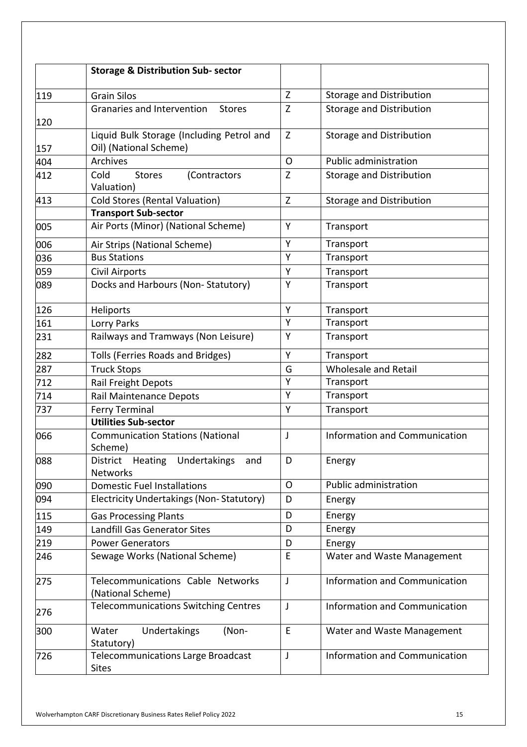| | **Storage & Distribution Sub- sector** | | |
|---|---|---|---|
| 119 | Grain Silos | Z | Storage and Distribution |
| 120 | Granaries and Intervention Stores | Z | Storage and Distribution |
| 157 | Liquid Bulk Storage (Including Petrol and Oil) (National Scheme) | Z | Storage and Distribution |
| 404 | Archives | O | Public administration |
| 412 | Cold Stores (Contractors Valuation) | Z | Storage and Distribution |
| 413 | Cold Stores (Rental Valuation) | Z | Storage and Distribution |
| | **Transport Sub-sector** | | |
| 005 | Air Ports (Minor) (National Scheme) | Y | Transport |
| 006 | Air Strips (National Scheme) | Y | Transport |
| 036 | Bus Stations | Y | Transport |
| 059 | Civil Airports | Y | Transport |
| 089 | Docks and Harbours (Non- Statutory) | Y | Transport |
| 126 | Heliports | Y | Transport |
| 161 | Lorry Parks | Y | Transport |
| 231 | Railways and Tramways (Non Leisure) | Y | Transport |
| 282 | Tolls (Ferries Roads and Bridges) | Y | Transport |
| 287 | Truck Stops | G | Wholesale and Retail |
| 712 | Rail Freight Depots | Y | Transport |
| 714 | Rail Maintenance Depots | Y | Transport |
| 737 | Ferry Terminal | Y | Transport |
| | **Utilities Sub-sector** | | |
| 066 | Communication Stations (National Scheme) | J | Information and Communication |
| 088 | District Heating Undertakings and Networks | D | Energy |
| 090 | Domestic Fuel Installations | O | Public administration |
| 094 | Electricity Undertakings (Non- Statutory) | D | Energy |
| 115 | Gas Processing Plants | D | Energy |
| 149 | Landfill Gas Generator Sites | D | Energy |
| 219 | Power Generators | D | Energy |
| 246 | Sewage Works (National Scheme) | E | Water and Waste Management |
| 275 | Telecommunications Cable Networks (National Scheme) | J | Information and Communication |
| 276 | Telecommunications Switching Centres | J | Information and Communication |
| 300 | Water Undertakings (Non- Statutory) | E | Water and Waste Management |
| 726 | Telecommunications Large Broadcast Sites | J | Information and Communication |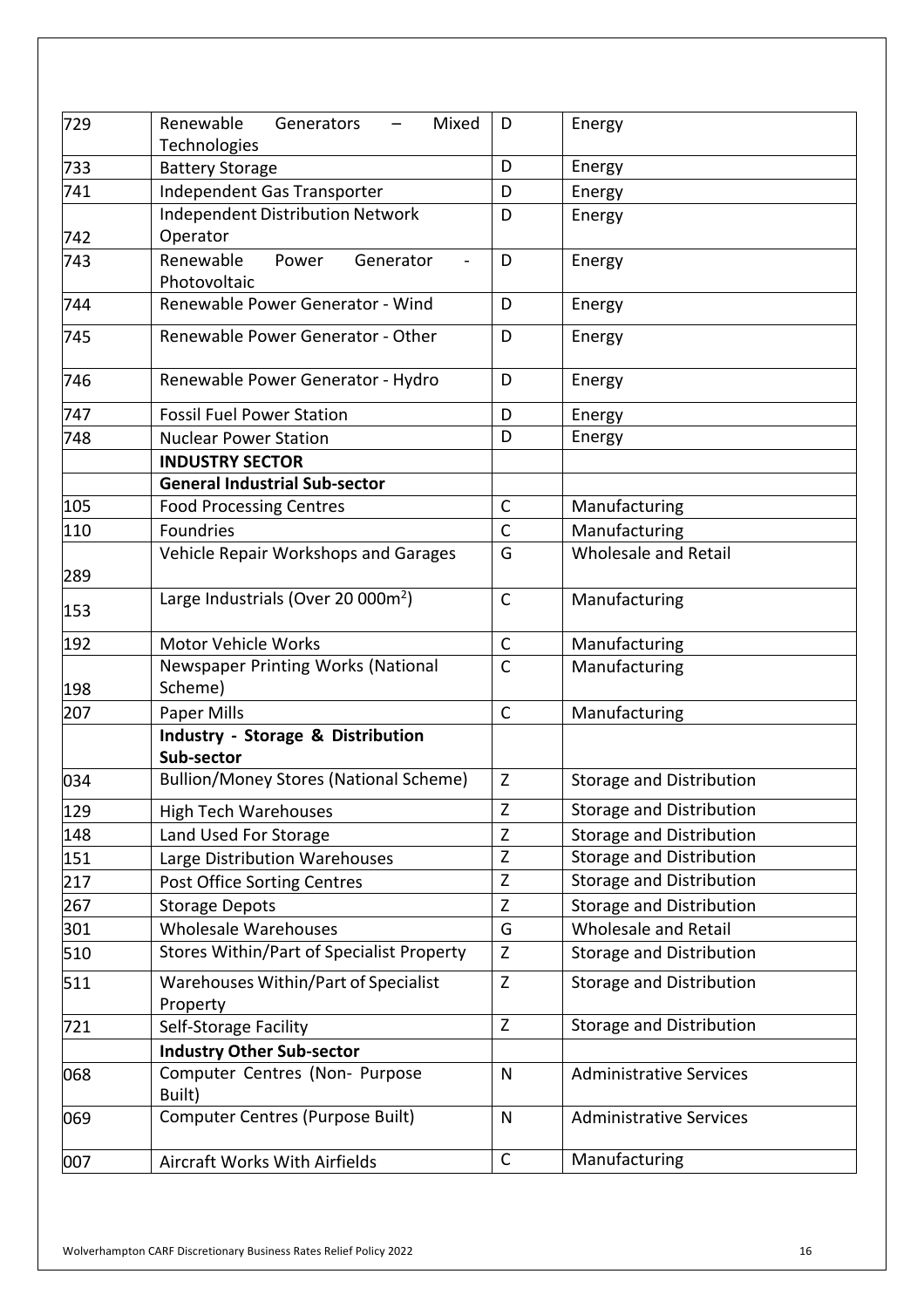| | | | |
|---|---|---|---|
| 729 | Renewable Generators – Mixed Technologies | D | Energy |
| 733 | Battery Storage | D | Energy |
| 741 | Independent Gas Transporter | D | Energy |
| 742 | Independent Distribution Network Operator | D | Energy |
| 743 | Renewable Power Generator - Photovoltaic | D | Energy |
| 744 | Renewable Power Generator - Wind | D | Energy |
| 745 | Renewable Power Generator - Other | D | Energy |
| 746 | Renewable Power Generator - Hydro | D | Energy |
| 747 | Fossil Fuel Power Station | D | Energy |
| 748 | Nuclear Power Station | D | Energy |
| | **INDUSTRY SECTOR** | | |
| | **General Industrial Sub-sector** | | |
| 105 | Food Processing Centres | C | Manufacturing |
| 110 | Foundries | C | Manufacturing |
| 289 | Vehicle Repair Workshops and Garages | G | Wholesale and Retail |
| 153 | Large Industrials (Over 20 000m$^2$) | C | Manufacturing |
| 192 | Motor Vehicle Works | C | Manufacturing |
| 198 | Newspaper Printing Works (National Scheme) | C | Manufacturing |
| 207 | Paper Mills | C | Manufacturing |
| | **Industry - Storage & Distribution Sub-sector** | | |
| 034 | Bullion/Money Stores (National Scheme) | Z | Storage and Distribution |
| 129 | High Tech Warehouses | Z | Storage and Distribution |
| 148 | Land Used For Storage | Z | Storage and Distribution |
| 151 | Large Distribution Warehouses | Z | Storage and Distribution |
| 217 | Post Office Sorting Centres | Z | Storage and Distribution |
| 267 | Storage Depots | Z | Storage and Distribution |
| 301 | Wholesale Warehouses | G | Wholesale and Retail |
| 510 | Stores Within/Part of Specialist Property | Z | Storage and Distribution |
| 511 | Warehouses Within/Part of Specialist Property | Z | Storage and Distribution |
| 721 | Self-Storage Facility | Z | Storage and Distribution |
| | **Industry Other Sub-sector** | | |
| 068 | Computer Centres (Non- Purpose Built) | N | Administrative Services |
| 069 | Computer Centres (Purpose Built) | N | Administrative Services |
| 007 | Aircraft Works With Airfields | C | Manufacturing |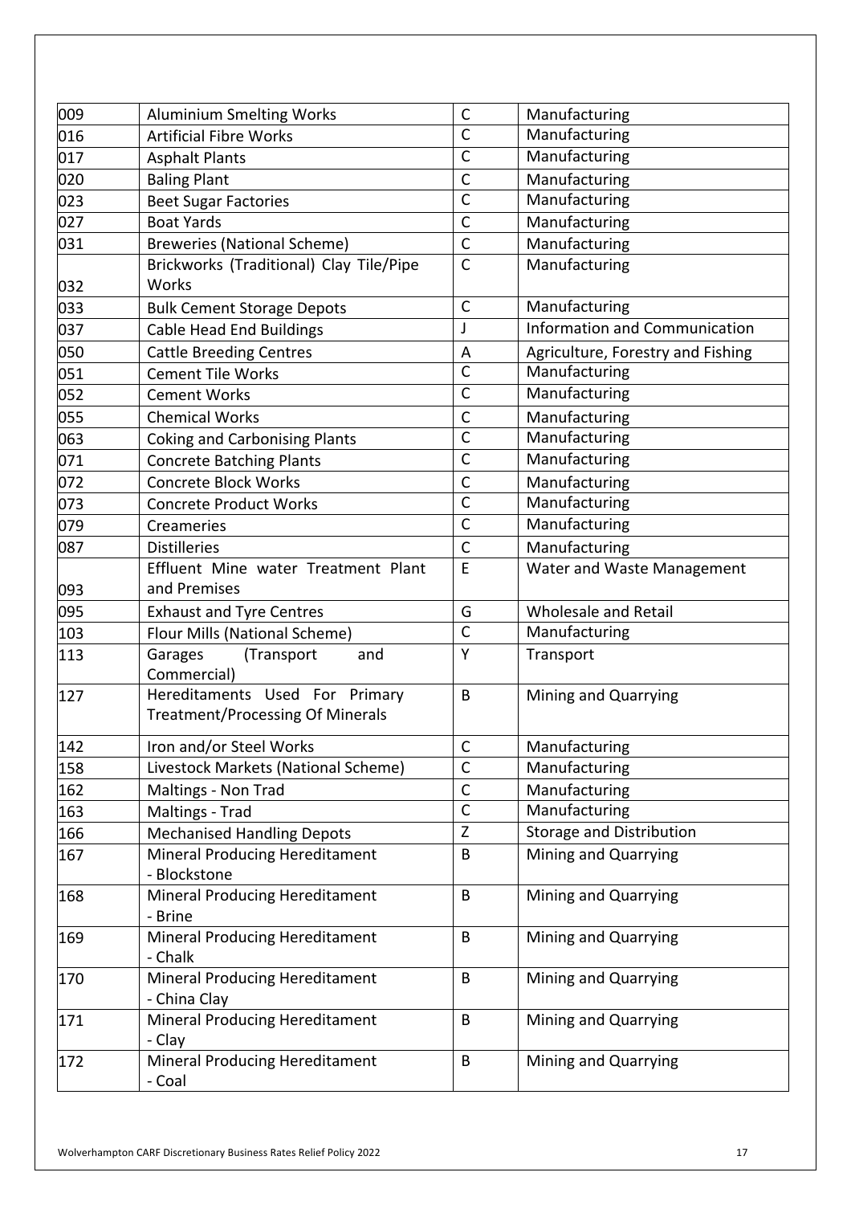| | | | |
|---|---|---|---|
| 009 | Aluminium Smelting Works | C | Manufacturing |
| 016 | Artificial Fibre Works | C | Manufacturing |
| 017 | Asphalt Plants | C | Manufacturing |
| 020 | Baling Plant | C | Manufacturing |
| 023 | Beet Sugar Factories | C | Manufacturing |
| 027 | Boat Yards | C | Manufacturing |
| 031 | Breweries (National Scheme) | C | Manufacturing |
| 032 | Brickworks (Traditional) Clay Tile/Pipe Works | C | Manufacturing |
| 033 | Bulk Cement Storage Depots | C | Manufacturing |
| 037 | Cable Head End Buildings | J | Information and Communication |
| 050 | Cattle Breeding Centres | A | Agriculture, Forestry and Fishing |
| 051 | Cement Tile Works | C | Manufacturing |
| 052 | Cement Works | C | Manufacturing |
| 055 | Chemical Works | C | Manufacturing |
| 063 | Coking and Carbonising Plants | C | Manufacturing |
| 071 | Concrete Batching Plants | C | Manufacturing |
| 072 | Concrete Block Works | C | Manufacturing |
| 073 | Concrete Product Works | C | Manufacturing |
| 079 | Creameries | C | Manufacturing |
| 087 | Distilleries | C | Manufacturing |
| 093 | Effluent Mine water Treatment Plant and Premises | E | Water and Waste Management |
| 095 | Exhaust and Tyre Centres | G | Wholesale and Retail |
| 103 | Flour Mills (National Scheme) | C | Manufacturing |
| 113 | Garages (Transport and Commercial) | Y | Transport |
| 127 | Hereditaments Used For Primary Treatment/Processing Of Minerals | B | Mining and Quarrying |
| 142 | Iron and/or Steel Works | C | Manufacturing |
| 158 | Livestock Markets (National Scheme) | C | Manufacturing |
| 162 | Maltings - Non Trad | C | Manufacturing |
| 163 | Maltings - Trad | C | Manufacturing |
| 166 | Mechanised Handling Depots | Z | Storage and Distribution |
| 167 | Mineral Producing Hereditament - Blockstone | B | Mining and Quarrying |
| 168 | Mineral Producing Hereditament - Brine | B | Mining and Quarrying |
| 169 | Mineral Producing Hereditament - Chalk | B | Mining and Quarrying |
| 170 | Mineral Producing Hereditament - China Clay | B | Mining and Quarrying |
| 171 | Mineral Producing Hereditament - Clay | B | Mining and Quarrying |
| 172 | Mineral Producing Hereditament - Coal | B | Mining and Quarrying |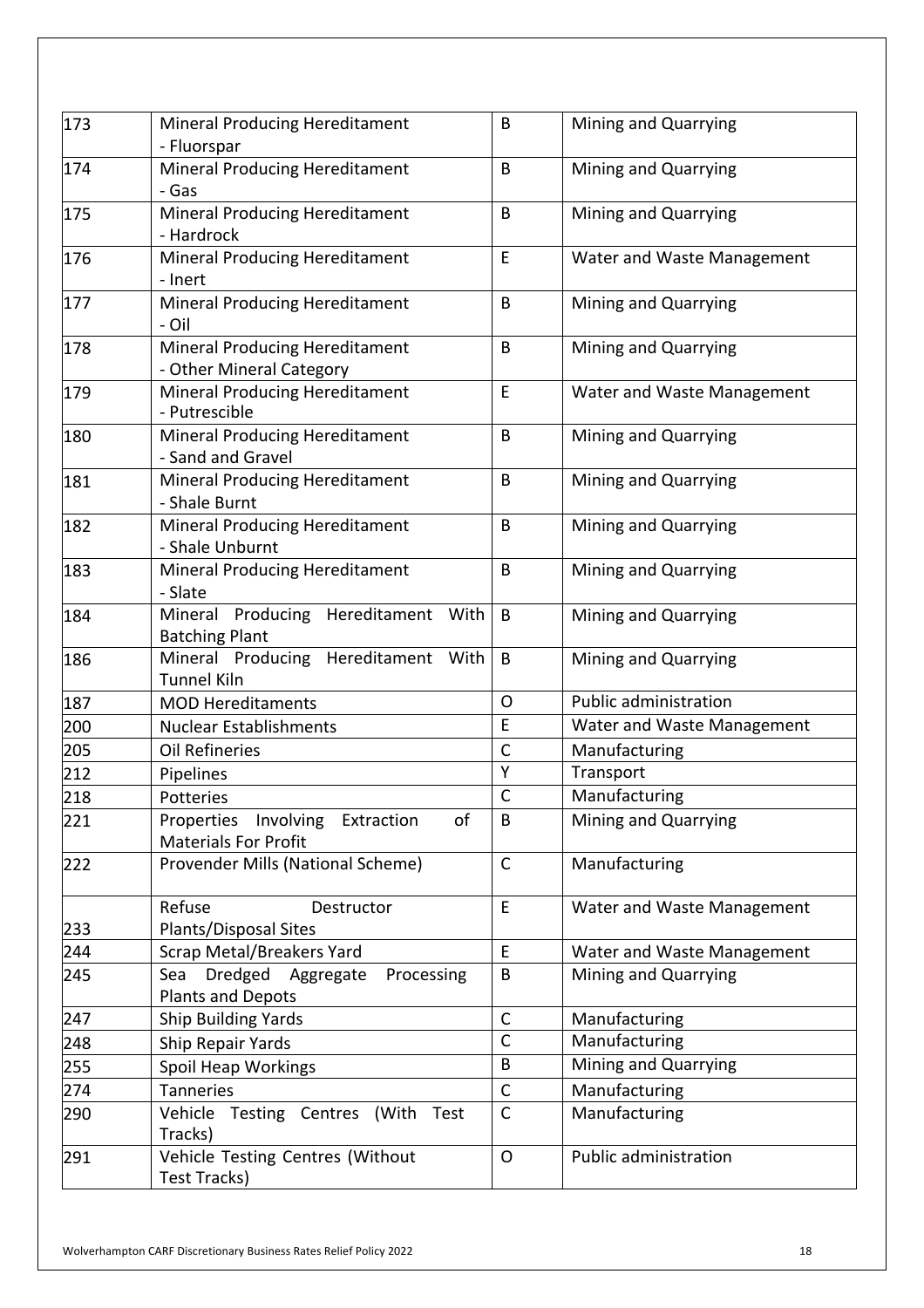| | | | |
|---|---|---|---|
| 173 | Mineral Producing Hereditament - Fluorspar | B | Mining and Quarrying |
| 174 | Mineral Producing Hereditament - Gas | B | Mining and Quarrying |
| 175 | Mineral Producing Hereditament - Hardrock | B | Mining and Quarrying |
| 176 | Mineral Producing Hereditament - Inert | E | Water and Waste Management |
| 177 | Mineral Producing Hereditament - Oil | B | Mining and Quarrying |
| 178 | Mineral Producing Hereditament - Other Mineral Category | B | Mining and Quarrying |
| 179 | Mineral Producing Hereditament - Putrescible | E | Water and Waste Management |
| 180 | Mineral Producing Hereditament - Sand and Gravel | B | Mining and Quarrying |
| 181 | Mineral Producing Hereditament - Shale Burnt | B | Mining and Quarrying |
| 182 | Mineral Producing Hereditament - Shale Unburnt | B | Mining and Quarrying |
| 183 | Mineral Producing Hereditament - Slate | B | Mining and Quarrying |
| 184 | Mineral Producing Hereditament With Batching Plant | B | Mining and Quarrying |
| 186 | Mineral Producing Hereditament With Tunnel Kiln | B | Mining and Quarrying |
| 187 | MOD Hereditaments | O | Public administration |
| 200 | Nuclear Establishments | E | Water and Waste Management |
| 205 | Oil Refineries | C | Manufacturing |
| 212 | Pipelines | Y | Transport |
| 218 | Potteries | C | Manufacturing |
| 221 | Properties Involving Extraction of Materials For Profit | B | Mining and Quarrying |
| 222 | Provender Mills (National Scheme) | C | Manufacturing |
| 233 | Refuse Destructor Plants/Disposal Sites | E | Water and Waste Management |
| 244 | Scrap Metal/Breakers Yard | E | Water and Waste Management |
| 245 | Sea Dredged Aggregate Processing Plants and Depots | B | Mining and Quarrying |
| 247 | Ship Building Yards | C | Manufacturing |
| 248 | Ship Repair Yards | C | Manufacturing |
| 255 | Spoil Heap Workings | B | Mining and Quarrying |
| 274 | Tanneries | C | Manufacturing |
| 290 | Vehicle Testing Centres (With Test Tracks) | C | Manufacturing |
| 291 | Vehicle Testing Centres (Without Test Tracks) | O | Public administration |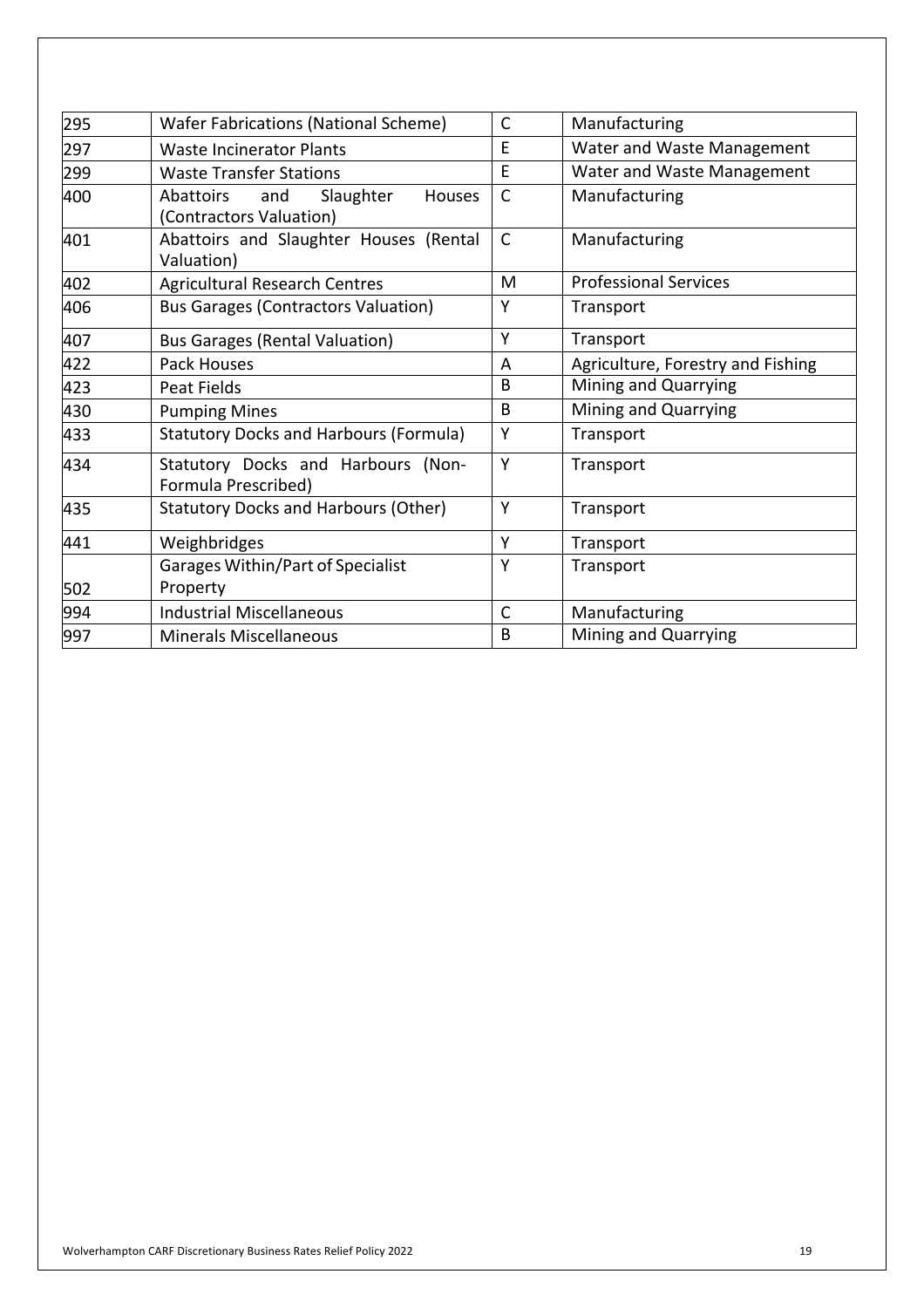| | | | |
|---|---|---|---|
| 295 | Wafer Fabrications (National Scheme) | C | Manufacturing |
| 297 | Waste Incinerator Plants | E | Water and Waste Management |
| 299 | Waste Transfer Stations | E | Water and Waste Management |
| 400 | Abattoirs and Slaughter Houses (Contractors Valuation) | C | Manufacturing |
| 401 | Abattoirs and Slaughter Houses (Rental Valuation) | C | Manufacturing |
| 402 | Agricultural Research Centres | M | Professional Services |
| 406 | Bus Garages (Contractors Valuation) | Y | Transport |
| 407 | Bus Garages (Rental Valuation) | Y | Transport |
| 422 | Pack Houses | A | Agriculture, Forestry and Fishing |
| 423 | Peat Fields | B | Mining and Quarrying |
| 430 | Pumping Mines | B | Mining and Quarrying |
| 433 | Statutory Docks and Harbours (Formula) | Y | Transport |
| 434 | Statutory Docks and Harbours (Non-Formula Prescribed) | Y | Transport |
| 435 | Statutory Docks and Harbours (Other) | Y | Transport |
| 441 | Weighbridges | Y | Transport |
| 502 | Garages Within/Part of Specialist Property | Y | Transport |
| 994 | Industrial Miscellaneous | C | Manufacturing |
| 997 | Minerals Miscellaneous | B | Mining and Quarrying |